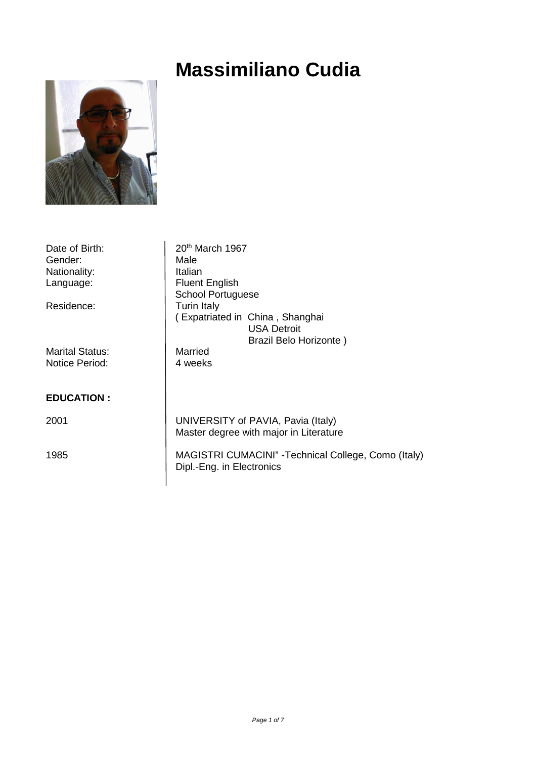# Massimiliano Cudia

| | |
|---|---|
| Date of Birth: | 20th March 1967 |
| Gender: | Male |
| Nationality: | Italian |
| Language: | Fluent English<br>School Portuguese |
| Residence: | Turin Italy<br>( Expatriated in China , Shanghai<br>USA Detroit<br>Brazil Belo Horizonte ) |
| Marital Status: | Married |
| Notice Period: | 4 weeks |

**EDUCATION :**

| | |
|---|---|
| 2001 | UNIVERSITY of PAVIA, Pavia (Italy)<br>Master degree with major in Literature |
| 1985 | MAGISTRI CUMACINI" -Technical College, Como (Italy)<br>Dipl.-Eng. in Electronics |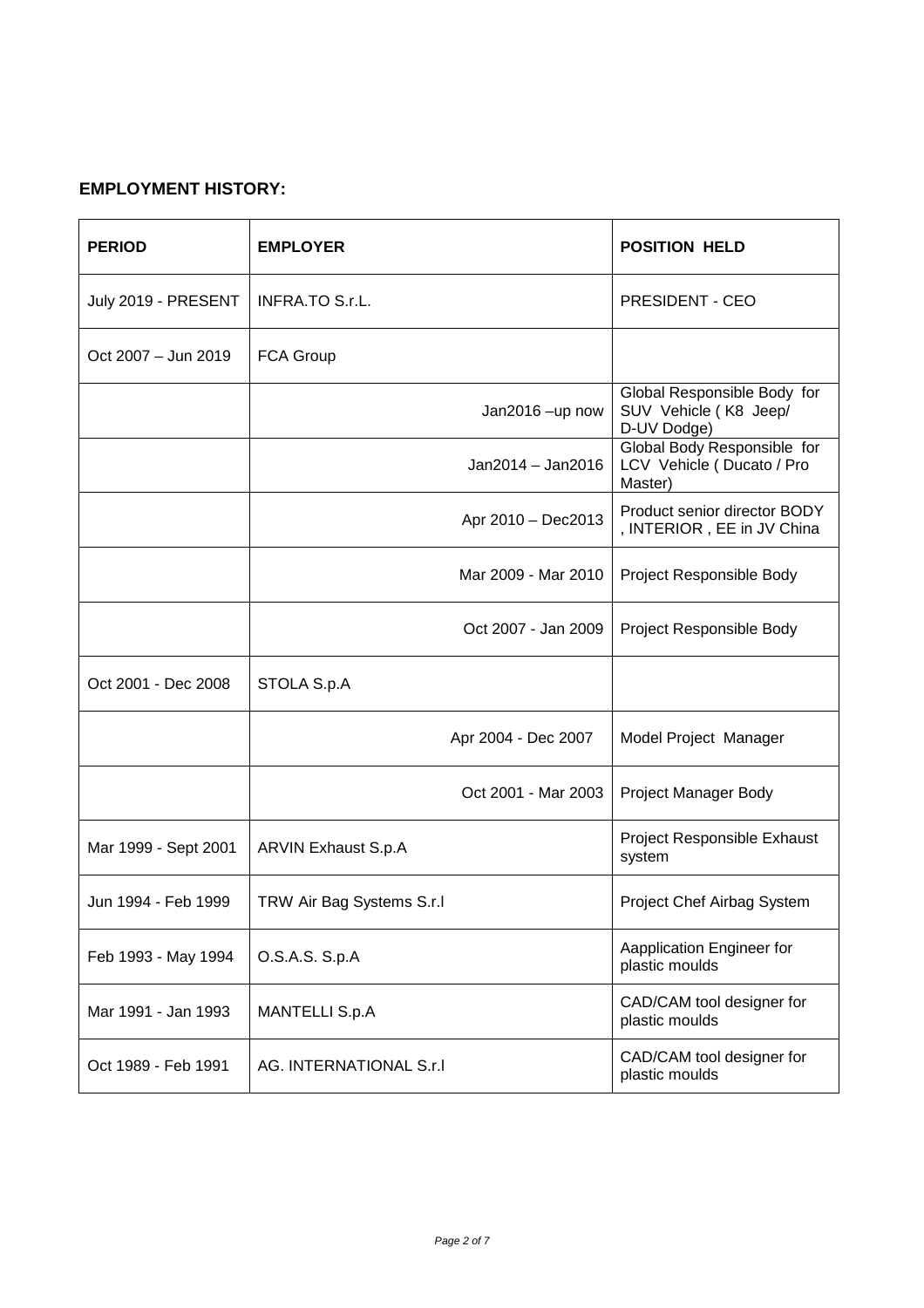**EMPLOYMENT HISTORY:**

| PERIOD | EMPLOYER | POSITION HELD |
|---|---|---|
| July 2019 - PRESENT | INFRA.TO S.r.L. | PRESIDENT - CEO |
| Oct 2007 – Jun 2019 | FCA Group | |
| | Jan2016 –up now | Global Responsible Body for SUV Vehicle ( K8 Jeep/ D-UV Dodge) |
| | Jan2014 – Jan2016 | Global Body Responsible for LCV Vehicle ( Ducato / Pro Master) |
| | Apr 2010 – Dec2013 | Product senior director BODY , INTERIOR , EE in JV China |
| | Mar 2009 - Mar 2010 | Project Responsible Body |
| | Oct 2007 - Jan 2009 | Project Responsible Body |
| Oct 2001 - Dec 2008 | STOLA S.p.A | |
| | Apr 2004 - Dec 2007 | Model Project Manager |
| | Oct 2001 - Mar 2003 | Project Manager Body |
| Mar 1999 - Sept 2001 | ARVIN Exhaust S.p.A | Project Responsible Exhaust system |
| Jun 1994 - Feb 1999 | TRW Air Bag Systems S.r.l | Project Chef Airbag System |
| Feb 1993 - May 1994 | O.S.A.S. S.p.A | Aapplication Engineer for plastic moulds |
| Mar 1991 - Jan 1993 | MANTELLI S.p.A | CAD/CAM tool designer for plastic moulds |
| Oct 1989 - Feb 1991 | AG. INTERNATIONAL S.r.l | CAD/CAM tool designer for plastic moulds |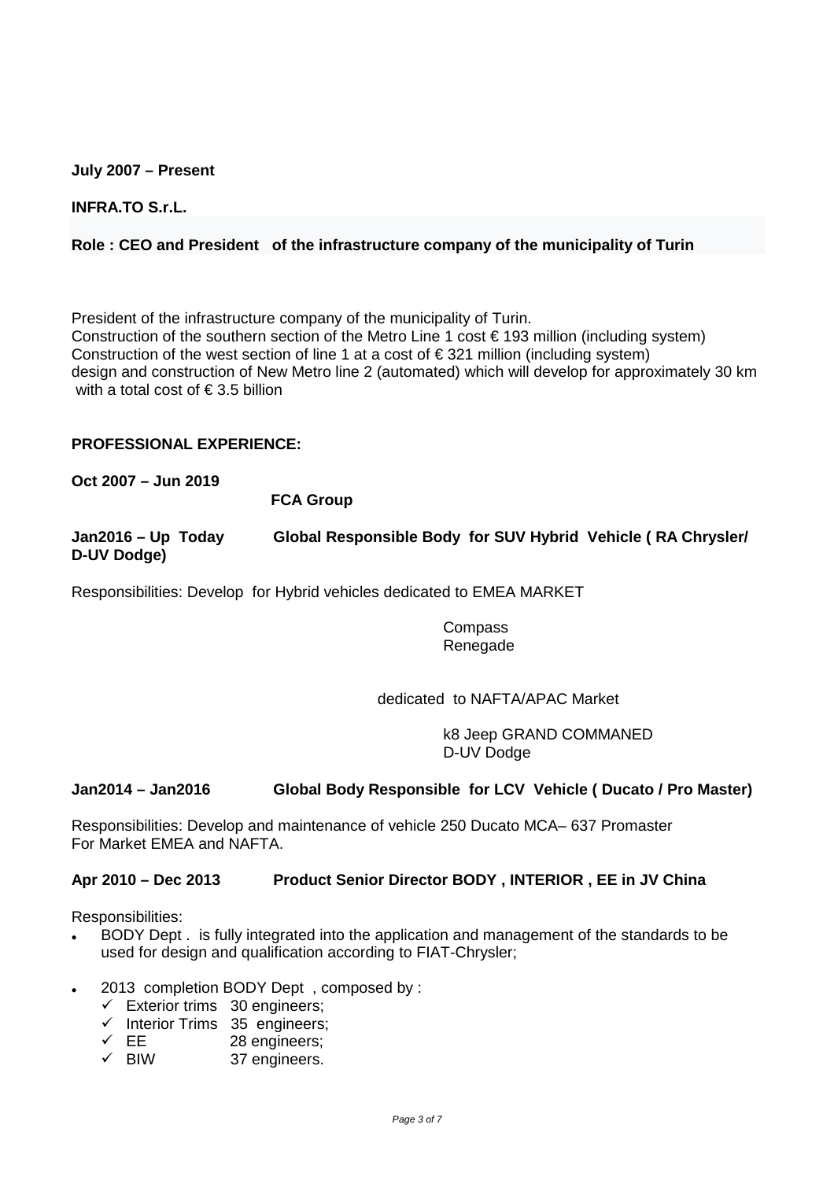**July 2007 – Present**

**INFRA.TO S.r.L.**

**Role : CEO and President of the infrastructure company of the municipality of Turin**

President of the infrastructure company of the municipality of Turin.
Construction of the southern section of the Metro Line 1 cost € 193 million (including system)
Construction of the west section of line 1 at a cost of € 321 million (including system)
design and construction of New Metro line 2 (automated) which will develop for approximately 30 km with a total cost of € 3.5 billion

**PROFESSIONAL EXPERIENCE:**

**Oct 2007 – Jun 2019**

**FCA Group**

**Jan2016 – Up Today Global Responsible Body for SUV Hybrid Vehicle ( RA Chrysler/ D-UV Dodge)**

Responsibilities: Develop for Hybrid vehicles dedicated to EMEA MARKET

Compass
Renegade

dedicated to NAFTA/APAC Market

k8 Jeep GRAND COMMANED
D-UV Dodge

**Jan2014 – Jan2016 Global Body Responsible for LCV Vehicle ( Ducato / Pro Master)**

Responsibilities: Develop and maintenance of vehicle 250 Ducato MCA– 637 Promaster
For Market EMEA and NAFTA.

**Apr 2010 – Dec 2013 Product Senior Director BODY , INTERIOR , EE in JV China**

Responsibilities:

- BODY Dept . is fully integrated into the application and management of the standards to be used for design and qualification according to FIAT-Chrysler;
- 2013 completion BODY Dept , composed by :
  - ✓ Exterior trims 30 engineers;
  - ✓ Interior Trims 35 engineers;
  - ✓ EE 28 engineers;
  - ✓ BIW 37 engineers.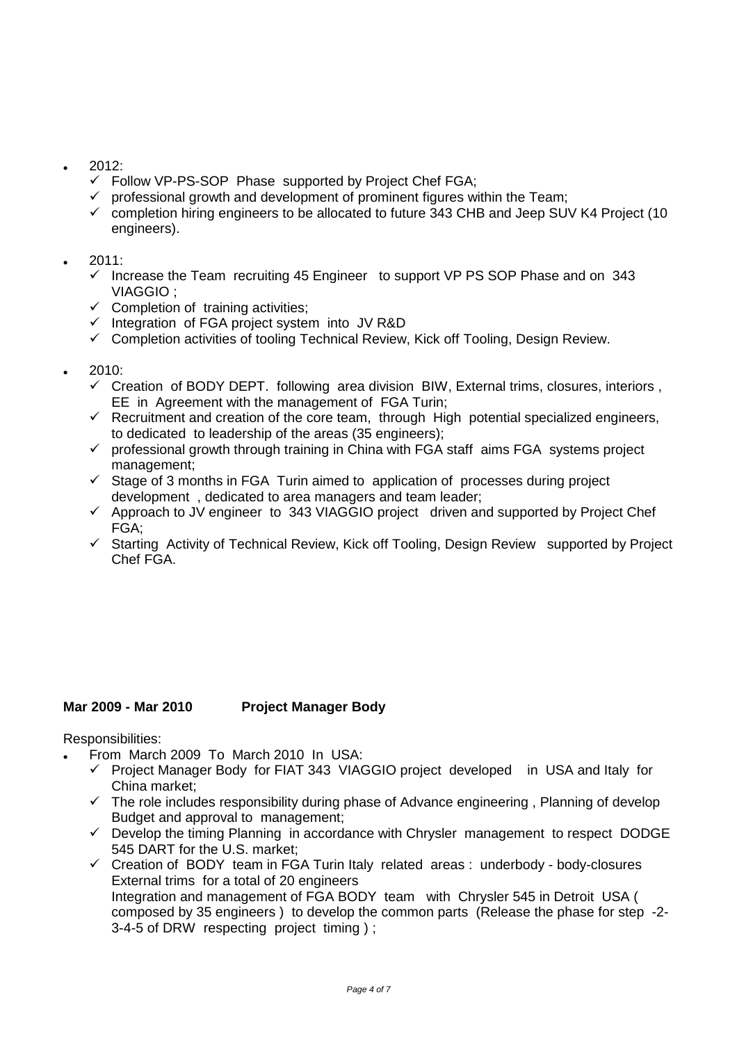- 2012:
  - ✓ Follow VP-PS-SOP Phase supported by Project Chef FGA;
  - ✓ professional growth and development of prominent figures within the Team;
  - ✓ completion hiring engineers to be allocated to future 343 CHB and Jeep SUV K4 Project (10 engineers).

- 2011:
  - ✓ Increase the Team recruiting 45 Engineer to support VP PS SOP Phase and on 343 VIAGGIO ;
  - ✓ Completion of training activities;
  - ✓ Integration of FGA project system into JV R&D
  - ✓ Completion activities of tooling Technical Review, Kick off Tooling, Design Review.

- 2010:
  - ✓ Creation of BODY DEPT. following area division BIW, External trims, closures, interiors , EE in Agreement with the management of FGA Turin;
  - ✓ Recruitment and creation of the core team, through High potential specialized engineers, to dedicated to leadership of the areas (35 engineers);
  - ✓ professional growth through training in China with FGA staff aims FGA systems project management;
  - ✓ Stage of 3 months in FGA Turin aimed to application of processes during project development , dedicated to area managers and team leader;
  - ✓ Approach to JV engineer to 343 VIAGGIO project driven and supported by Project Chef FGA;
  - ✓ Starting Activity of Technical Review, Kick off Tooling, Design Review supported by Project Chef FGA.

**Mar 2009 - Mar 2010 Project Manager Body**

Responsibilities:

- From March 2009 To March 2010 In USA:
  - ✓ Project Manager Body for FIAT 343 VIAGGIO project developed in USA and Italy for China market;
  - ✓ The role includes responsibility during phase of Advance engineering , Planning of develop Budget and approval to management;
  - ✓ Develop the timing Planning in accordance with Chrysler management to respect DODGE 545 DART for the U.S. market;
  - ✓ Creation of BODY team in FGA Turin Italy related areas : underbody - body-closures External trims for a total of 20 engineers
    Integration and management of FGA BODY team with Chrysler 545 in Detroit USA ( composed by 35 engineers ) to develop the common parts (Release the phase for step -2-3-4-5 of DRW respecting project timing ) ;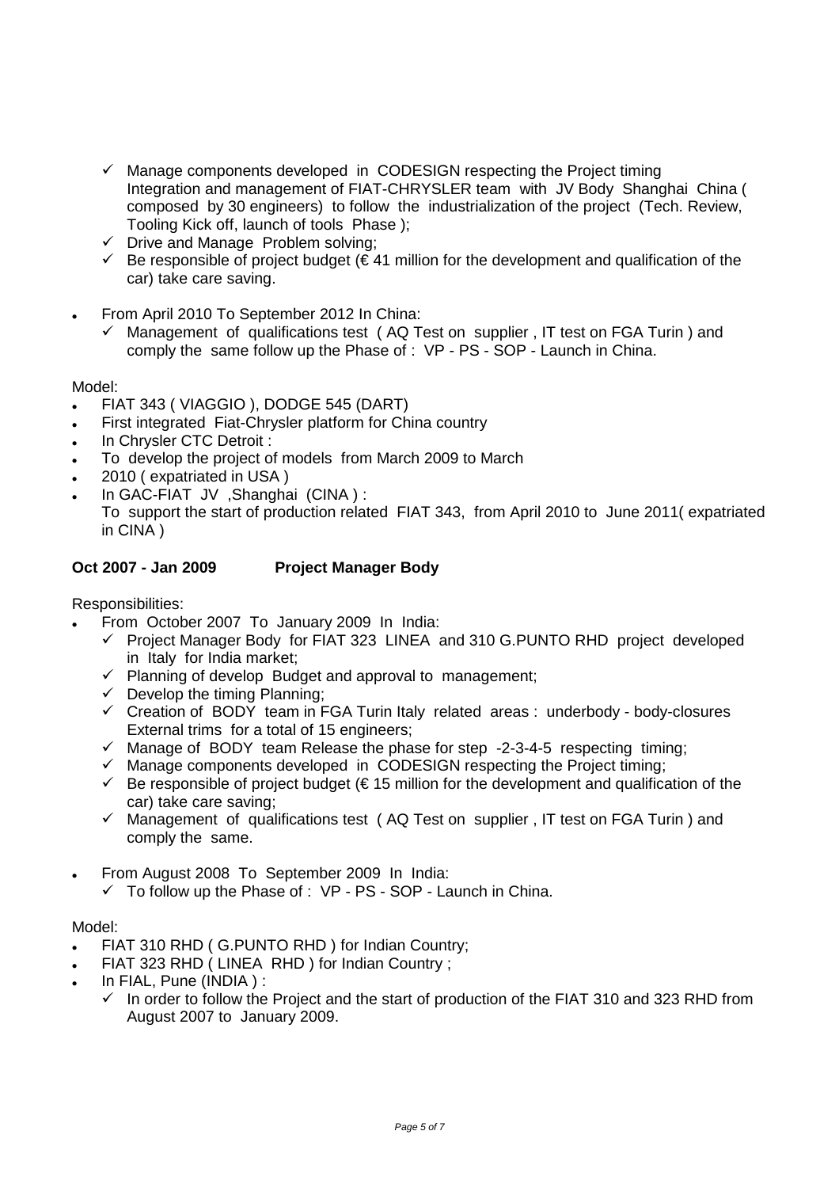- ✓ Manage components developed in CODESIGN respecting the Project timing Integration and management of FIAT-CHRYSLER team with JV Body Shanghai China ( composed by 30 engineers) to follow the industrialization of the project (Tech. Review, Tooling Kick off, launch of tools Phase );
- ✓ Drive and Manage Problem solving;
- ✓ Be responsible of project budget (€ 41 million for the development and qualification of the car) take care saving.

- From April 2010 To September 2012 In China:
  - ✓ Management of qualifications test ( AQ Test on supplier , IT test on FGA Turin ) and comply the same follow up the Phase of : VP - PS - SOP - Launch in China.

Model:

- FIAT 343 ( VIAGGIO ), DODGE 545 (DART)
- First integrated Fiat-Chrysler platform for China country
- In Chrysler CTC Detroit :
- To develop the project of models from March 2009 to March
- 2010 ( expatriated in USA )
- In GAC-FIAT JV ,Shanghai (CINA ) :
  To support the start of production related FIAT 343, from April 2010 to June 2011( expatriated in CINA )

**Oct 2007 - Jan 2009 Project Manager Body**

Responsibilities:

- From October 2007 To January 2009 In India:
  - ✓ Project Manager Body for FIAT 323 LINEA and 310 G.PUNTO RHD project developed in Italy for India market;
  - ✓ Planning of develop Budget and approval to management;
  - ✓ Develop the timing Planning;
  - ✓ Creation of BODY team in FGA Turin Italy related areas : underbody - body-closures External trims for a total of 15 engineers;
  - ✓ Manage of BODY team Release the phase for step -2-3-4-5 respecting timing;
  - ✓ Manage components developed in CODESIGN respecting the Project timing;
  - ✓ Be responsible of project budget (€ 15 million for the development and qualification of the car) take care saving;
  - ✓ Management of qualifications test ( AQ Test on supplier , IT test on FGA Turin ) and comply the same.

- From August 2008 To September 2009 In India:
  - ✓ To follow up the Phase of : VP - PS - SOP - Launch in China.

Model:

- FIAT 310 RHD ( G.PUNTO RHD ) for Indian Country;
- FIAT 323 RHD ( LINEA RHD ) for Indian Country ;
- In FIAL, Pune (INDIA ) :
  - ✓ In order to follow the Project and the start of production of the FIAT 310 and 323 RHD from August 2007 to January 2009.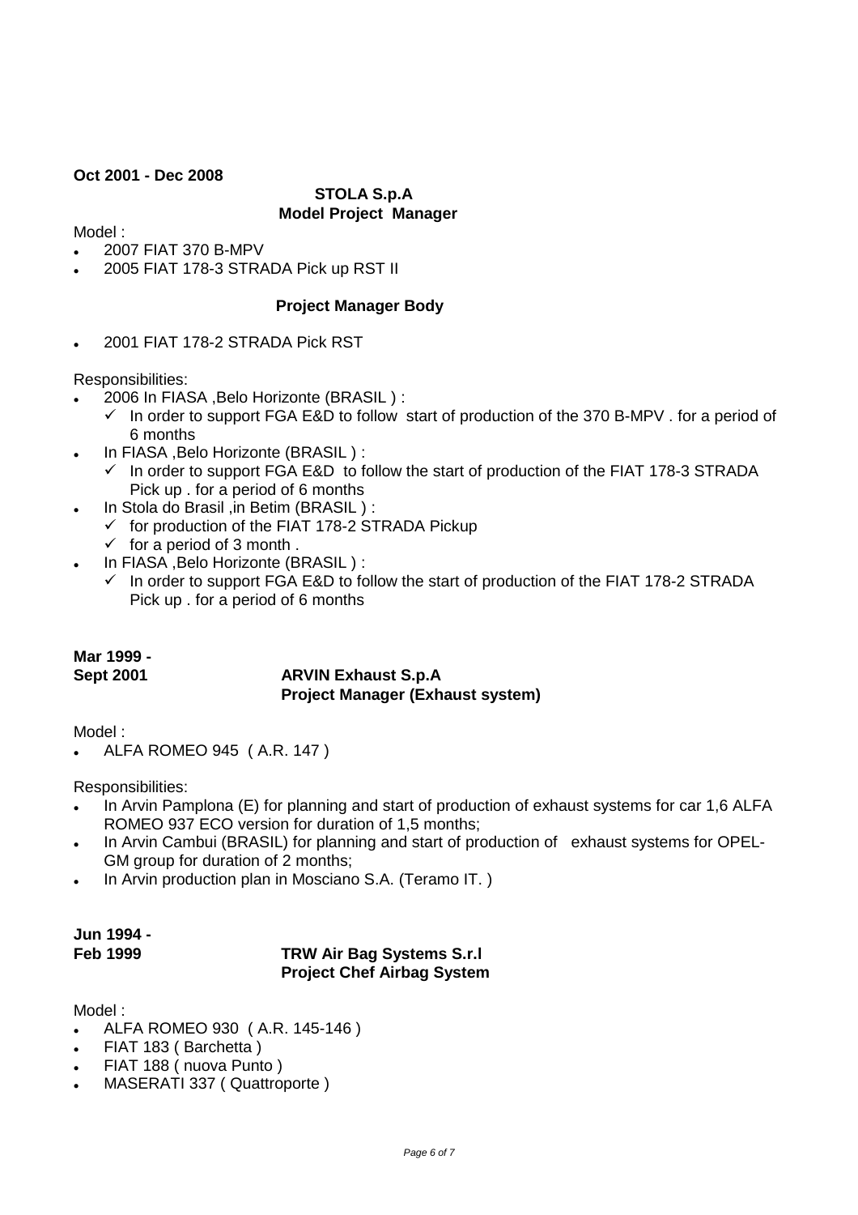**Oct 2001 - Dec 2008**

**STOLA S.p.A**
**Model Project Manager**

Model :

- 2007 FIAT 370 B-MPV
- 2005 FIAT 178-3 STRADA Pick up RST II

**Project Manager Body**

- 2001 FIAT 178-2 STRADA Pick RST

Responsibilities:

- 2006 In FIASA ,Belo Horizonte (BRASIL ) :
  - ✓ In order to support FGA E&D to follow start of production of the 370 B-MPV . for a period of 6 months
- In FIASA ,Belo Horizonte (BRASIL ) :
  - ✓ In order to support FGA E&D to follow the start of production of the FIAT 178-3 STRADA Pick up . for a period of 6 months
- In Stola do Brasil ,in Betim (BRASIL ) :
  - ✓ for production of the FIAT 178-2 STRADA Pickup
  - ✓ for a period of 3 month .
- In FIASA ,Belo Horizonte (BRASIL ) :
  - ✓ In order to support FGA E&D to follow the start of production of the FIAT 178-2 STRADA Pick up . for a period of 6 months

**Mar 1999 - Sept 2001**

**ARVIN Exhaust S.p.A**
**Project Manager (Exhaust system)**

Model :

- ALFA ROMEO 945 ( A.R. 147 )

Responsibilities:

- In Arvin Pamplona (E) for planning and start of production of exhaust systems for car 1,6 ALFA ROMEO 937 ECO version for duration of 1,5 months;
- In Arvin Cambui (BRASIL) for planning and start of production of exhaust systems for OPEL-GM group for duration of 2 months;
- In Arvin production plan in Mosciano S.A. (Teramo IT. )

**Jun 1994 - Feb 1999**

**TRW Air Bag Systems S.r.l**
**Project Chef Airbag System**

Model :

- ALFA ROMEO 930 ( A.R. 145-146 )
- FIAT 183 ( Barchetta )
- FIAT 188 ( nuova Punto )
- MASERATI 337 ( Quattroporte )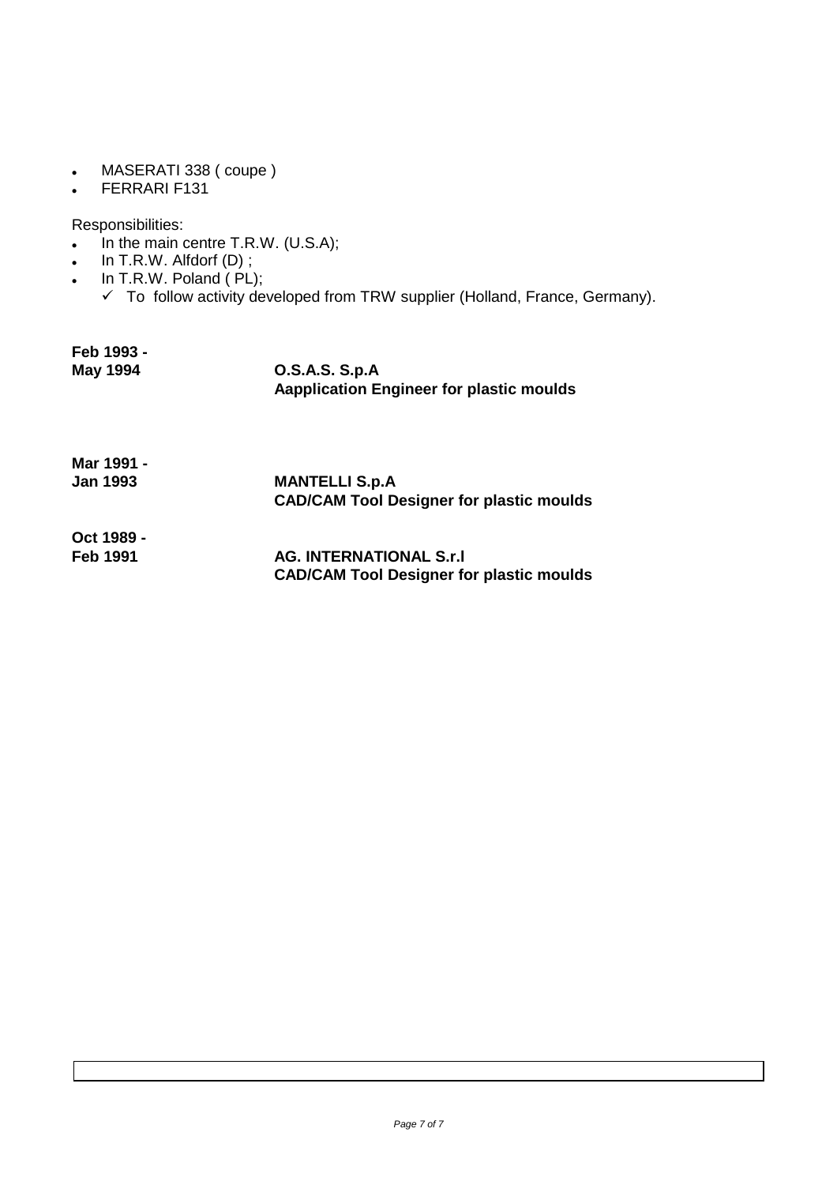- MASERATI 338 ( coupe )
- FERRARI F131

Responsibilities:

- In the main centre T.R.W. (U.S.A);
- In T.R.W. Alfdorf (D) ;
- In T.R.W. Poland ( PL);
  - ✓ To follow activity developed from TRW supplier (Holland, France, Germany).

**Feb 1993 - May 1994** **O.S.A.S. S.p.A**
**Aapplication Engineer for plastic moulds**

**Mar 1991 - Jan 1993** **MANTELLI S.p.A**
**CAD/CAM Tool Designer for plastic moulds**

**Oct 1989 - Feb 1991** **AG. INTERNATIONAL S.r.l**
**CAD/CAM Tool Designer for plastic moulds**